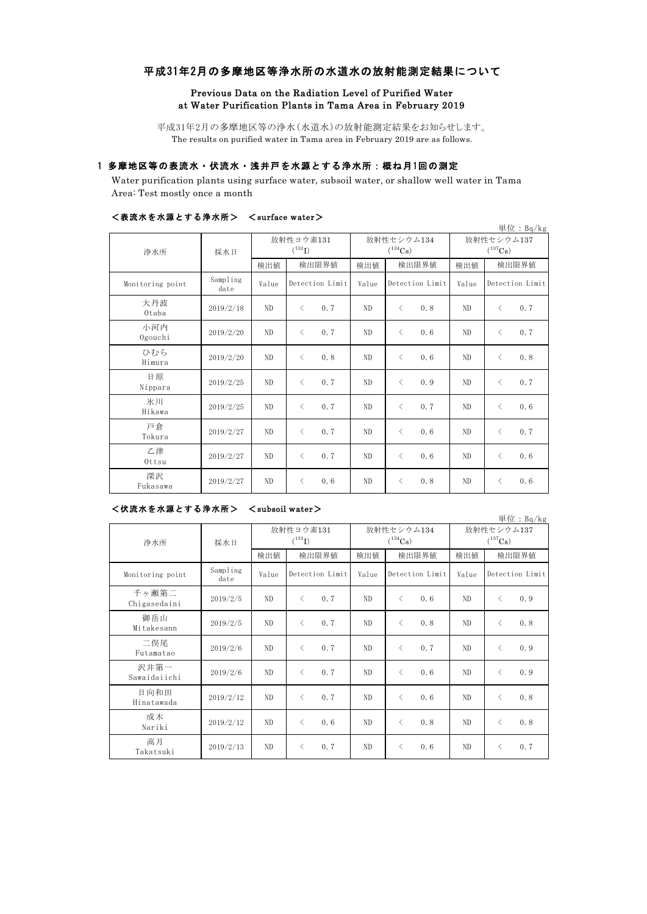# 平成31年2月の多摩地区等浄水所の水道水の放射能測定結果について

**Previous Data on the Radiation Level of Purified Water at Water Purification Plants in Tama Area in February 2019**

平成31年2月の多摩地区等の浄水(水道水)の放射能測定結果をお知らせします。
The results on purified water in Tama area in February 2019 are as follows.

## 1 多摩地区等の表流水・伏流水・浅井戸を水源とする浄水所：概ね月1回の測定

Water purification plants using surface water, subsoil water, or shallow well water in Tama Area: Test mostly once a month

### ＜表流水を水源とする浄水所＞　＜surface water＞

単位：Bq/kg

| 浄水所 | 採水日 | 放射性ヨウ素131 ($^{131}I$) | | 放射性セシウム134 ($^{134}Cs$) | | 放射性セシウム137 ($^{137}Cs$) | |
|---|---|---|---|---|---|---|---|
| | | 検出値 | 検出限界値 | 検出値 | 検出限界値 | 検出値 | 検出限界値 |
| Monitoring point | Sampling date | Value | Detection Limit | Value | Detection Limit | Value | Detection Limit |
| 大丹波 Otaba | 2019/2/18 | ND | ＜ 0.7 | ND | ＜ 0.8 | ND | ＜ 0.7 |
| 小河内 Ogouchi | 2019/2/20 | ND | ＜ 0.7 | ND | ＜ 0.6 | ND | ＜ 0.7 |
| ひむら Himura | 2019/2/20 | ND | ＜ 0.8 | ND | ＜ 0.6 | ND | ＜ 0.8 |
| 日原 Nippara | 2019/2/25 | ND | ＜ 0.7 | ND | ＜ 0.9 | ND | ＜ 0.7 |
| 氷川 Hikawa | 2019/2/25 | ND | ＜ 0.7 | ND | ＜ 0.7 | ND | ＜ 0.6 |
| 戸倉 Tokura | 2019/2/27 | ND | ＜ 0.7 | ND | ＜ 0.6 | ND | ＜ 0.7 |
| 乙津 Ottsu | 2019/2/27 | ND | ＜ 0.7 | ND | ＜ 0.6 | ND | ＜ 0.6 |
| 深沢 Fukasawa | 2019/2/27 | ND | ＜ 0.6 | ND | ＜ 0.8 | ND | ＜ 0.6 |

### ＜伏流水を水源とする浄水所＞　＜subsoil water＞

単位：Bq/kg

| 浄水所 | 採水日 | 放射性ヨウ素131 ($^{131}I$) | | 放射性セシウム134 ($^{134}Cs$) | | 放射性セシウム137 ($^{137}Cs$) | |
|---|---|---|---|---|---|---|---|
| | | 検出値 | 検出限界値 | 検出値 | 検出限界値 | 検出値 | 検出限界値 |
| Monitoring point | Sampling date | Value | Detection Limit | Value | Detection Limit | Value | Detection Limit |
| 千ヶ瀬第二 Chigasedaini | 2019/2/5 | ND | ＜ 0.7 | ND | ＜ 0.6 | ND | ＜ 0.9 |
| 御岳山 Mitakesann | 2019/2/5 | ND | ＜ 0.7 | ND | ＜ 0.8 | ND | ＜ 0.8 |
| 二俣尾 Futamatao | 2019/2/6 | ND | ＜ 0.7 | ND | ＜ 0.7 | ND | ＜ 0.9 |
| 沢井第一 Sawaidaiichi | 2019/2/6 | ND | ＜ 0.7 | ND | ＜ 0.6 | ND | ＜ 0.9 |
| 日向和田 Hinatawada | 2019/2/12 | ND | ＜ 0.7 | ND | ＜ 0.6 | ND | ＜ 0.8 |
| 成木 Nariki | 2019/2/12 | ND | ＜ 0.6 | ND | ＜ 0.8 | ND | ＜ 0.8 |
| 高月 Takatsuki | 2019/2/13 | ND | ＜ 0.7 | ND | ＜ 0.6 | ND | ＜ 0.7 |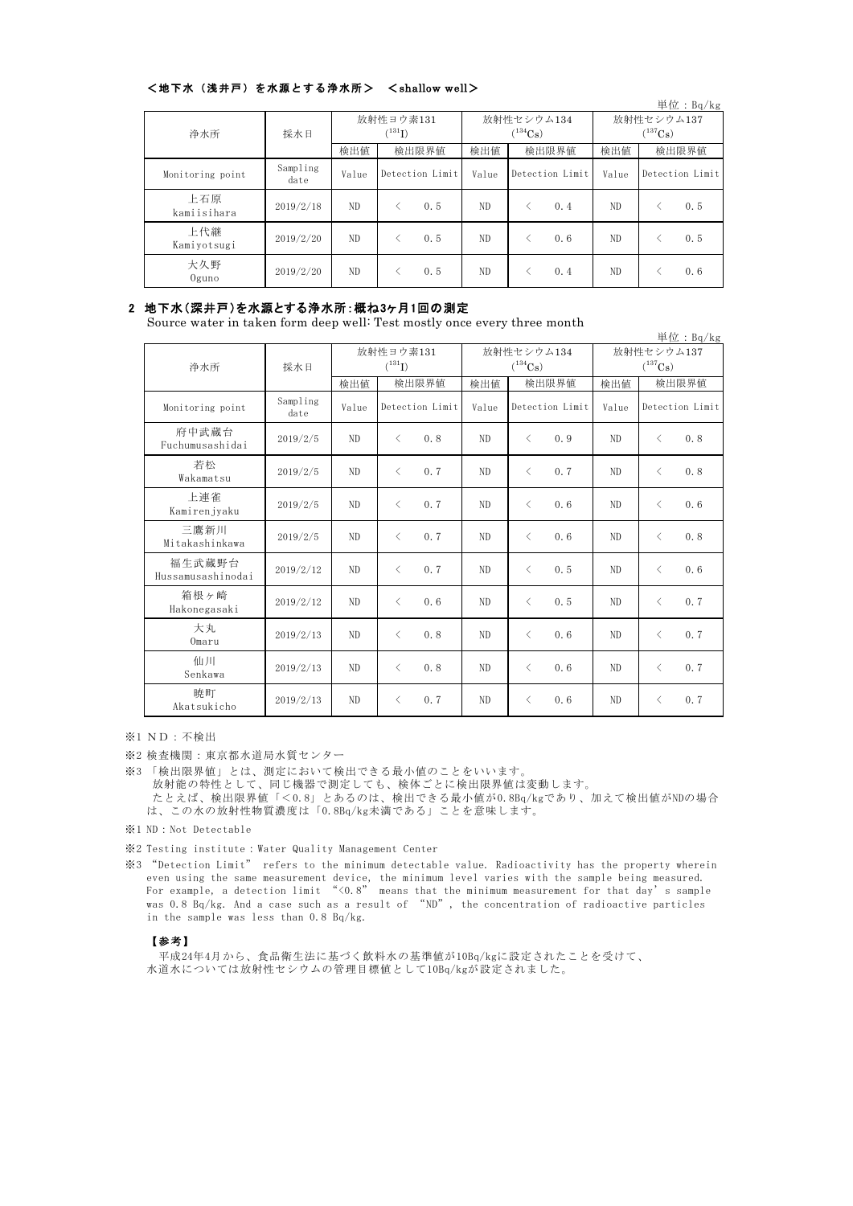### ＜地下水（浅井戸）を水源とする浄水所＞　＜shallow well＞

単位：Bq/kg

| 浄水所 | 採水日 | 放射性ヨウ素131 ($^{131}$I) | | 放射性セシウム134 ($^{134}$Cs) | | 放射性セシウム137 ($^{137}$Cs) | |
|---|---|---|---|---|---|---|---|
| | | 検出値 | 検出限界値 | 検出値 | 検出限界値 | 検出値 | 検出限界値 |
| Monitoring point | Sampling date | Value | Detection Limit | Value | Detection Limit | Value | Detection Limit |
| 上石原 kamiisihara | 2019/2/18 | ND | ＜ 0.5 | ND | ＜ 0.4 | ND | ＜ 0.5 |
| 上代継 Kamiyotsugi | 2019/2/20 | ND | ＜ 0.5 | ND | ＜ 0.6 | ND | ＜ 0.5 |
| 大久野 Oguno | 2019/2/20 | ND | ＜ 0.5 | ND | ＜ 0.4 | ND | ＜ 0.6 |

### 2 地下水(深井戸)を水源とする浄水所:概ね3ヶ月1回の測定

Source water in taken form deep well: Test mostly once every three month

単位：Bq/kg

| 浄水所 | 採水日 | 放射性ヨウ素131 ($^{131}$I) | | 放射性セシウム134 ($^{134}$Cs) | | 放射性セシウム137 ($^{137}$Cs) | |
|---|---|---|---|---|---|---|---|
| | | 検出値 | 検出限界値 | 検出値 | 検出限界値 | 検出値 | 検出限界値 |
| Monitoring point | Sampling date | Value | Detection Limit | Value | Detection Limit | Value | Detection Limit |
| 府中武蔵台 Fuchumusashidai | 2019/2/5 | ND | ＜ 0.8 | ND | ＜ 0.9 | ND | ＜ 0.8 |
| 若松 Wakamatsu | 2019/2/5 | ND | ＜ 0.7 | ND | ＜ 0.7 | ND | ＜ 0.8 |
| 上連雀 Kamirenjyaku | 2019/2/5 | ND | ＜ 0.7 | ND | ＜ 0.6 | ND | ＜ 0.6 |
| 三鷹新川 Mitakashinkawa | 2019/2/5 | ND | ＜ 0.7 | ND | ＜ 0.6 | ND | ＜ 0.8 |
| 福生武蔵野台 Hussamusashinodai | 2019/2/12 | ND | ＜ 0.7 | ND | ＜ 0.5 | ND | ＜ 0.6 |
| 箱根ヶ崎 Hakonegasaki | 2019/2/12 | ND | ＜ 0.6 | ND | ＜ 0.5 | ND | ＜ 0.7 |
| 大丸 Omaru | 2019/2/13 | ND | ＜ 0.8 | ND | ＜ 0.6 | ND | ＜ 0.7 |
| 仙川 Senkawa | 2019/2/13 | ND | ＜ 0.8 | ND | ＜ 0.6 | ND | ＜ 0.7 |
| 暁町 Akatsukicho | 2019/2/13 | ND | ＜ 0.7 | ND | ＜ 0.6 | ND | ＜ 0.7 |

※1 ＮＤ：不検出

※2 検査機関：東京都水道局水質センター

※3 「検出限界値」とは、測定において検出できる最小値のことをいいます。
　放射能の特性として、同じ機器で測定しても、検体ごとに検出限界値は変動します。
　たとえば、検出限界値「＜0.8」とあるのは、検出できる最小値が0.8Bq/kgであり、加えて検出値がNDの場合は、この水の放射性物質濃度は「0.8Bq/kg未満である」ことを意味します。

※1 ND：Not Detectable

※2 Testing institute：Water Quality Management Center

※3 "Detection Limit" refers to the minimum detectable value. Radioactivity has the property wherein even using the same measurement device, the minimum level varies with the sample being measured. For example, a detection limit "<0.8" means that the minimum measurement for that day's sample was 0.8 Bq/kg. And a case such as a result of "ND", the concentration of radioactive particles in the sample was less than 0.8 Bq/kg.

**【参考】**

平成24年4月から、食品衛生法に基づく飲料水の基準値が10Bq/kgに設定されたことを受けて、水道水については放射性セシウムの管理目標値として10Bq/kgが設定されました。